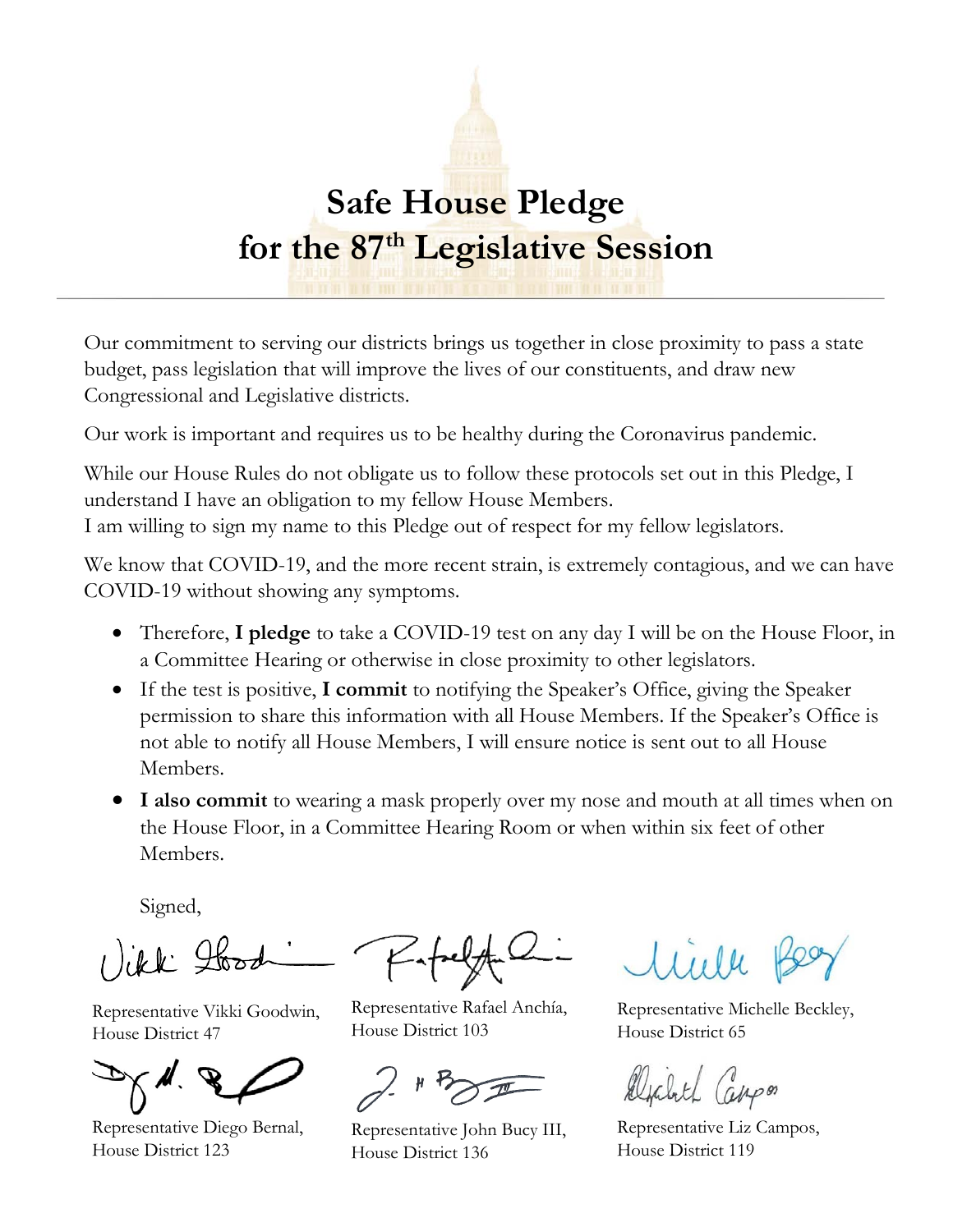# Safe House Pledge for the 87th Legislative Session

Our commitment to serving our districts brings us together in close proximity to pass a state budget, pass legislation that will improve the lives of our constituents, and draw new Congressional and Legislative districts.

Our work is important and requires us to be healthy during the Coronavirus pandemic.

While our House Rules do not obligate us to follow these protocols set out in this Pledge, I understand I have an obligation to my fellow House Members.
I am willing to sign my name to this Pledge out of respect for my fellow legislators.

We know that COVID-19, and the more recent strain, is extremely contagious, and we can have COVID-19 without showing any symptoms.

- Therefore, **I pledge** to take a COVID-19 test on any day I will be on the House Floor, in a Committee Hearing or otherwise in close proximity to other legislators.
- If the test is positive, **I commit** to notifying the Speaker's Office, giving the Speaker permission to share this information with all House Members. If the Speaker's Office is not able to notify all House Members, I will ensure notice is sent out to all House Members.
- **I also commit** to wearing a mask properly over my nose and mouth at all times when on the House Floor, in a Committee Hearing Room or when within six feet of other Members.

Signed,

Representative Vikki Goodwin, House District 47

Representative Rafael Anchía, House District 103

Representative Michelle Beckley, House District 65

Representative Diego Bernal, House District 123

Representative John Bucy III, House District 136

Representative Liz Campos, House District 119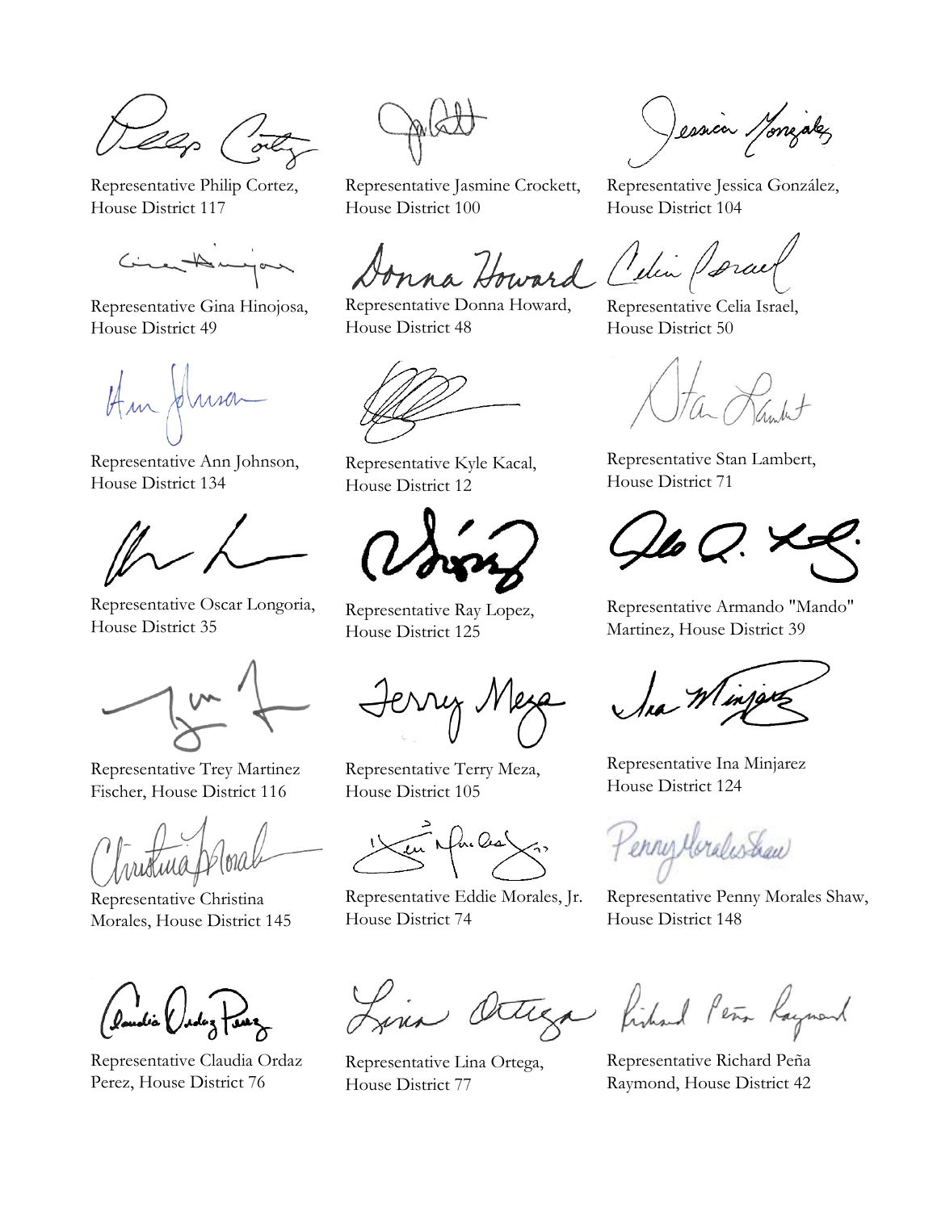Representative Philip Cortez, House District 117

Representative Jasmine Crockett, House District 100

Representative Jessica González, House District 104

Representative Gina Hinojosa, House District 49

Representative Donna Howard, House District 48

Representative Celia Israel, House District 50

Representative Ann Johnson, House District 134

Representative Kyle Kacal, House District 12

Representative Stan Lambert, House District 71

Representative Oscar Longoria, House District 35

Representative Ray Lopez, House District 125

Representative Armando "Mando" Martinez, House District 39

Representative Trey Martinez Fischer, House District 116

Representative Terry Meza, House District 105

Representative Ina Minjarez House District 124

Representative Christina Morales, House District 145

Representative Eddie Morales, Jr. House District 74

Representative Penny Morales Shaw, House District 148

Representative Claudia Ordaz Perez, House District 76

Representative Lina Ortega, House District 77

Representative Richard Peña Raymond, House District 42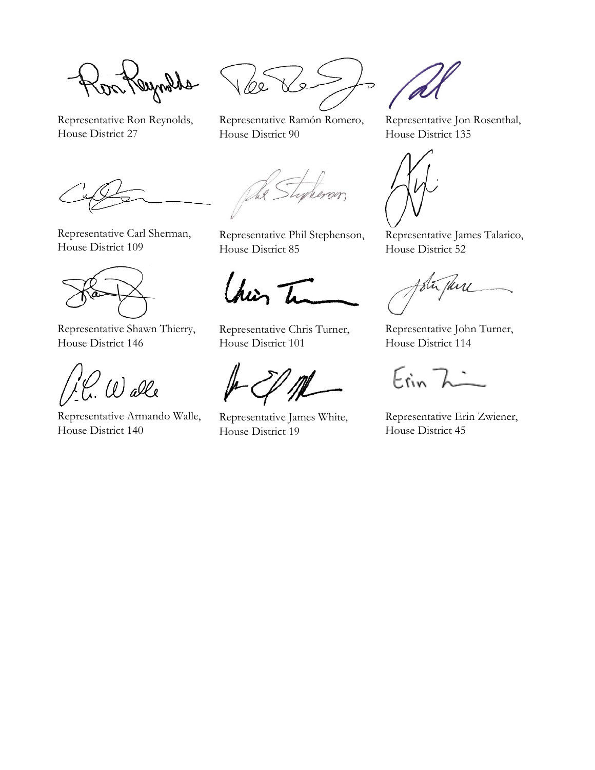Representative Ron Reynolds,
House District 27

Representative Ramón Romero,
House District 90

Representative Jon Rosenthal,
House District 135

Representative Carl Sherman,
House District 109

Representative Phil Stephenson,
House District 85

Representative James Talarico,
House District 52

Representative Shawn Thierry,
House District 146

Representative Chris Turner,
House District 101

Representative John Turner,
House District 114

Representative Armando Walle,
House District 140

Representative James White,
House District 19

Representative Erin Zwiener,
House District 45